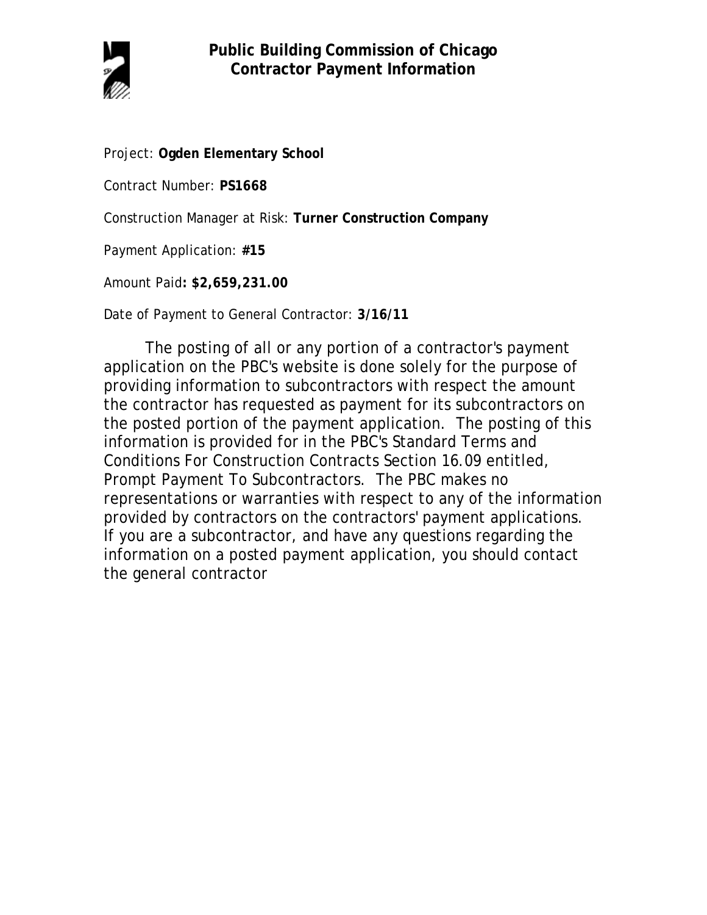# Public Building Commission of Chicago
## Contractor Payment Information

Project: **Ogden Elementary School**

Contract Number: **PS1668**

Construction Manager at Risk: **Turner Construction Company**

Payment Application: **#15**

Amount Paid**: $2,659,231.00**

Date of Payment to General Contractor: **3/16/11**

The posting of all or any portion of a contractor's payment application on the PBC's website is done solely for the purpose of providing information to subcontractors with respect the amount the contractor has requested as payment for its subcontractors on the posted portion of the payment application. The posting of this information is provided for in the PBC's Standard Terms and Conditions For Construction Contracts Section 16.09 entitled, Prompt Payment To Subcontractors. The PBC makes no representations or warranties with respect to any of the information provided by contractors on the contractors' payment applications. If you are a subcontractor, and have any questions regarding the information on a posted payment application, you should contact the general contractor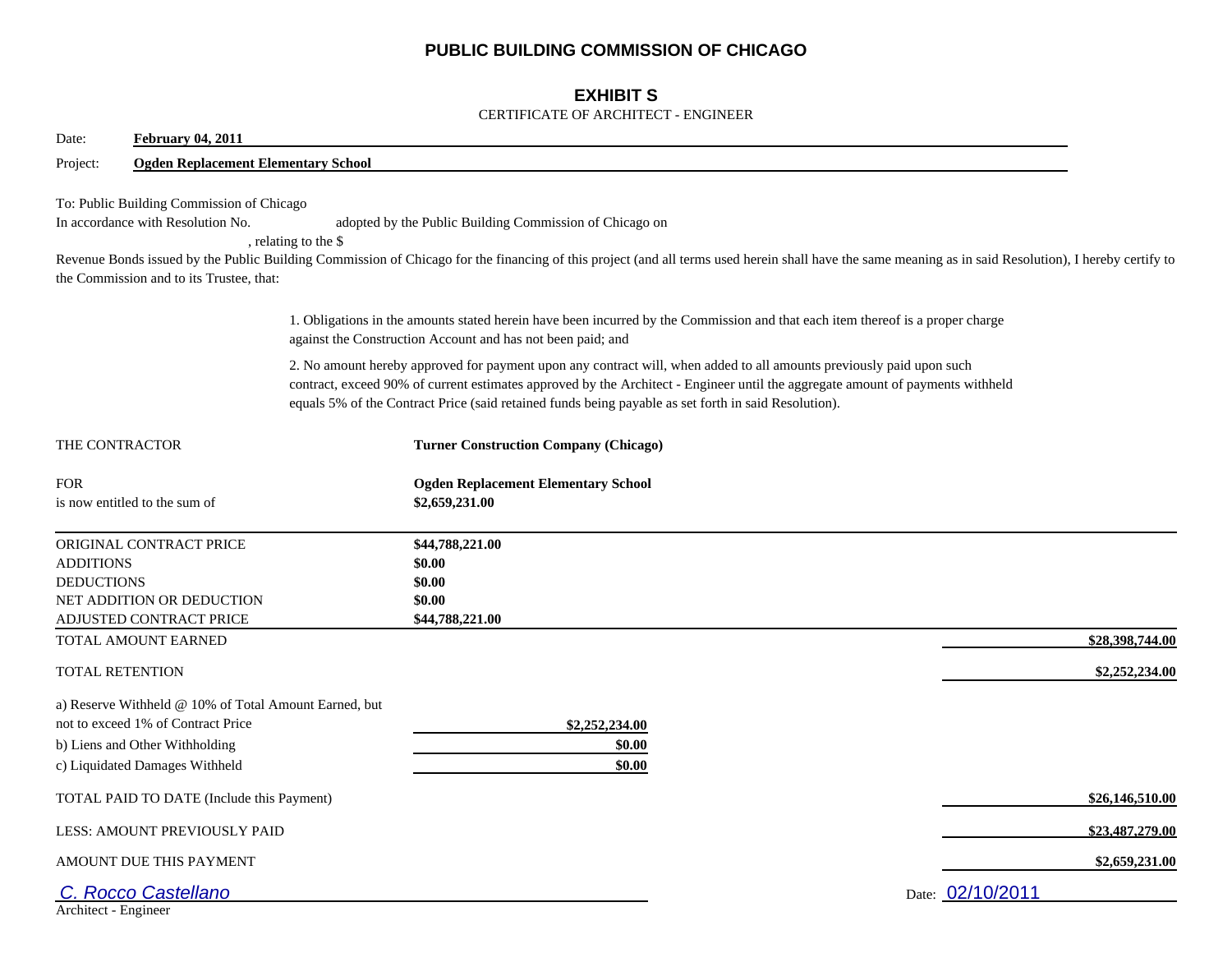# PUBLIC BUILDING COMMISSION OF CHICAGO

## EXHIBIT S

CERTIFICATE OF ARCHITECT - ENGINEER

Date: **February 04, 2011**

Project: **Ogden Replacement Elementary School**

To: Public Building Commission of Chicago

In accordance with Resolution No. adopted by the Public Building Commission of Chicago on , relating to the $ Revenue Bonds issued by the Public Building Commission of Chicago for the financing of this project (and all terms used herein shall have the same meaning as in said Resolution), I hereby certify to the Commission and to its Trustee, that:

1. Obligations in the amounts stated herein have been incurred by the Commission and that each item thereof is a proper charge against the Construction Account and has not been paid; and

2. No amount hereby approved for payment upon any contract will, when added to all amounts previously paid upon such contract, exceed 90% of current estimates approved by the Architect - Engineer until the aggregate amount of payments withheld equals 5% of the Contract Price (said retained funds being payable as set forth in said Resolution).

THE CONTRACTOR **Turner Construction Company (Chicago)**

FOR **Ogden Replacement Elementary School**

is now entitled to the sum of **$2,659,231.00**

| | | |
|---|---|---|
| ORIGINAL CONTRACT PRICE | **$44,788,221.00** | |
| ADDITIONS | **$0.00** | |
| DEDUCTIONS | **$0.00** | |
| NET ADDITION OR DEDUCTION | **$0.00** | |
| ADJUSTED CONTRACT PRICE | **$44,788,221.00** | |
| TOTAL AMOUNT EARNED | | **$28,398,744.00** |
| TOTAL RETENTION | | **$2,252,234.00** |
| a) Reserve Withheld @ 10% of Total Amount Earned, but not to exceed 1% of Contract Price | **$2,252,234.00** | |
| b) Liens and Other Withholding | **$0.00** | |
| c) Liquidated Damages Withheld | **$0.00** | |
| TOTAL PAID TO DATE (Include this Payment) | | **$26,146,510.00** |
| LESS: AMOUNT PREVIOUSLY PAID | | **$23,487,279.00** |
| AMOUNT DUE THIS PAYMENT | | **$2,659,231.00** |

C. Rocco Castellano

Architect - Engineer

Date: 02/10/2011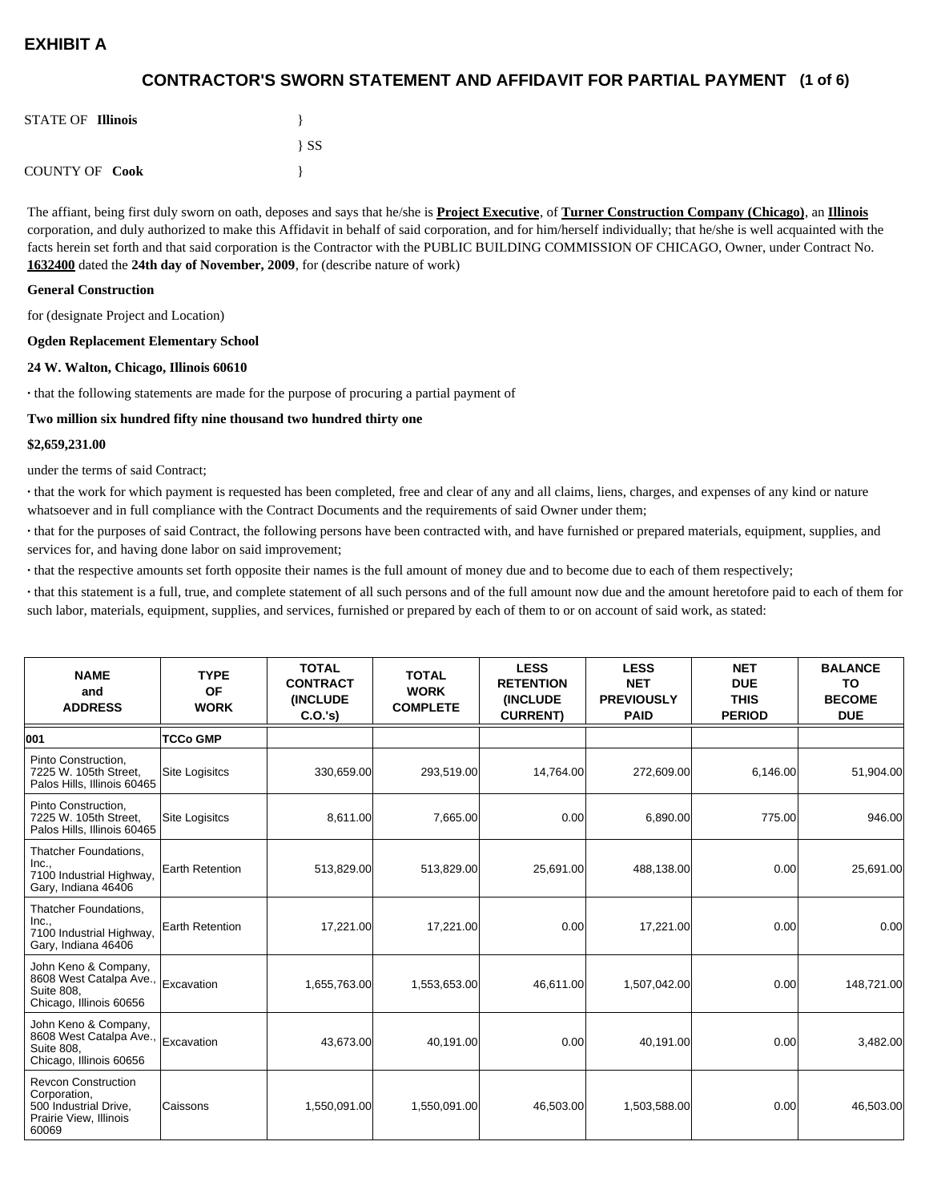# EXHIBIT A

## CONTRACTOR'S SWORN STATEMENT AND AFFIDAVIT FOR PARTIAL PAYMENT (1 of 6)

STATE OF **Illinois** }
} SS
COUNTY OF **Cook** }

The affiant, being first duly sworn on oath, deposes and says that he/she is **Project Executive**, of **Turner Construction Company (Chicago)**, an **Illinois** corporation, and duly authorized to make this Affidavit in behalf of said corporation, and for him/herself individually; that he/she is well acquainted with the facts herein set forth and that said corporation is the Contractor with the PUBLIC BUILDING COMMISSION OF CHICAGO, Owner, under Contract No. **1632400** dated the **24th day of November, 2009**, for (describe nature of work)

**General Construction**

for (designate Project and Location)

**Ogden Replacement Elementary School**

**24 W. Walton, Chicago, Illinois 60610**

· that the following statements are made for the purpose of procuring a partial payment of

**Two million six hundred fifty nine thousand two hundred thirty one**

**$2,659,231.00**

under the terms of said Contract;

· that the work for which payment is requested has been completed, free and clear of any and all claims, liens, charges, and expenses of any kind or nature whatsoever and in full compliance with the Contract Documents and the requirements of said Owner under them;

· that for the purposes of said Contract, the following persons have been contracted with, and have furnished or prepared materials, equipment, supplies, and services for, and having done labor on said improvement;

· that the respective amounts set forth opposite their names is the full amount of money due and to become due to each of them respectively;

· that this statement is a full, true, and complete statement of all such persons and of the full amount now due and the amount heretofore paid to each of them for such labor, materials, equipment, supplies, and services, furnished or prepared by each of them to or on account of said work, as stated:

| NAME and ADDRESS | TYPE OF WORK | TOTAL CONTRACT (INCLUDE C.O.'s) | TOTAL WORK COMPLETE | LESS RETENTION (INCLUDE CURRENT) | LESS NET PREVIOUSLY PAID | NET DUE THIS PERIOD | BALANCE TO BECOME DUE |
|---|---|---|---|---|---|---|---|
| **001** | **TCCo GMP** | | | | | | |
| Pinto Construction, 7225 W. 105th Street, Palos Hills, Illinois 60465 | Site Logisitcs | 330,659.00 | 293,519.00 | 14,764.00 | 272,609.00 | 6,146.00 | 51,904.00 |
| Pinto Construction, 7225 W. 105th Street, Palos Hills, Illinois 60465 | Site Logisitcs | 8,611.00 | 7,665.00 | 0.00 | 6,890.00 | 775.00 | 946.00 |
| Thatcher Foundations, Inc., 7100 Industrial Highway, Gary, Indiana 46406 | Earth Retention | 513,829.00 | 513,829.00 | 25,691.00 | 488,138.00 | 0.00 | 25,691.00 |
| Thatcher Foundations, Inc., 7100 Industrial Highway, Gary, Indiana 46406 | Earth Retention | 17,221.00 | 17,221.00 | 0.00 | 17,221.00 | 0.00 | 0.00 |
| John Keno & Company, 8608 West Catalpa Ave., Suite 808, Chicago, Illinois 60656 | Excavation | 1,655,763.00 | 1,553,653.00 | 46,611.00 | 1,507,042.00 | 0.00 | 148,721.00 |
| John Keno & Company, 8608 West Catalpa Ave., Suite 808, Chicago, Illinois 60656 | Excavation | 43,673.00 | 40,191.00 | 0.00 | 40,191.00 | 0.00 | 3,482.00 |
| Revcon Construction Corporation, 500 Industrial Drive, Prairie View, Illinois 60069 | Caissons | 1,550,091.00 | 1,550,091.00 | 46,503.00 | 1,503,588.00 | 0.00 | 46,503.00 |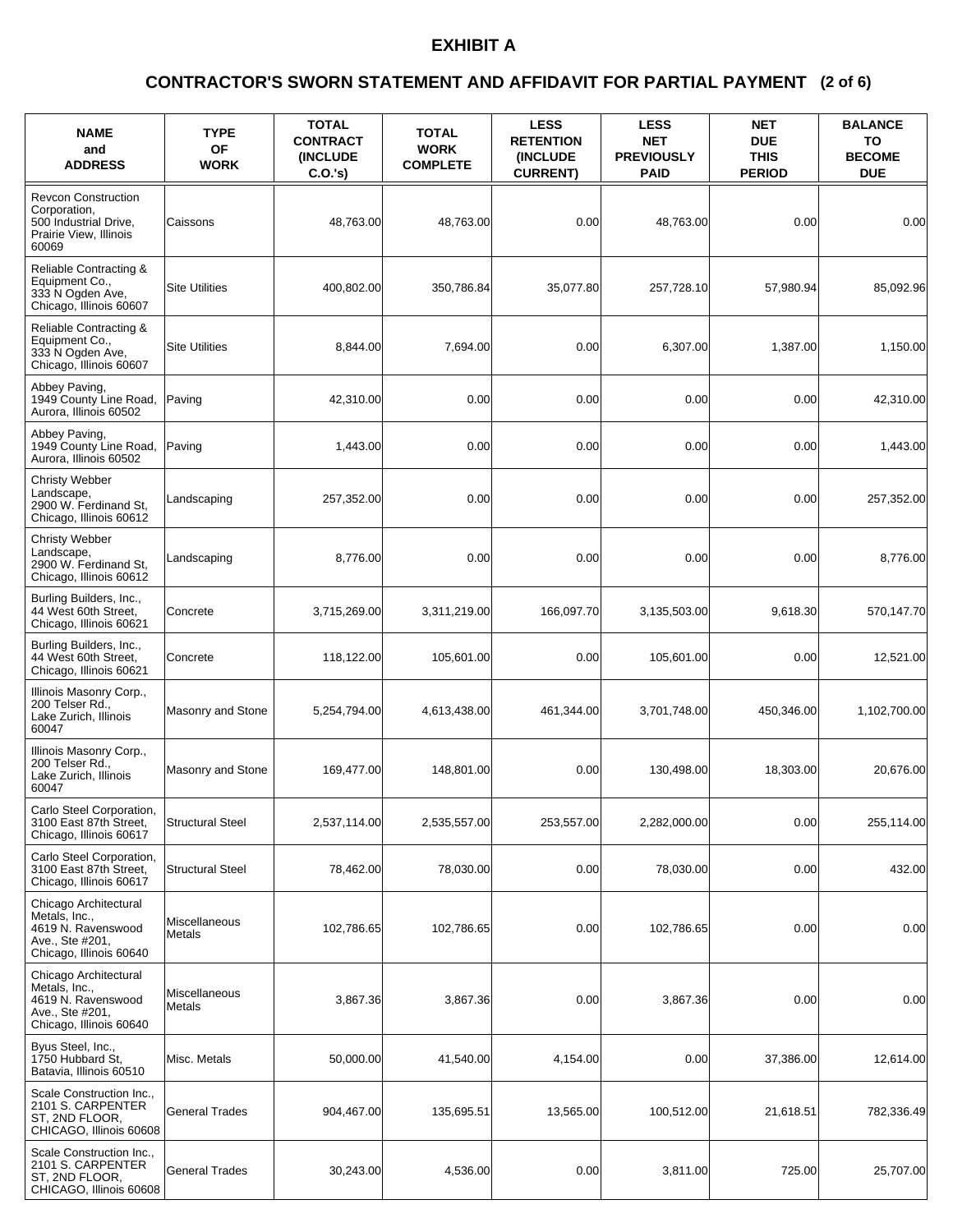# EXHIBIT A

## CONTRACTOR'S SWORN STATEMENT AND AFFIDAVIT FOR PARTIAL PAYMENT (2 of 6)

| NAME and ADDRESS | TYPE OF WORK | TOTAL CONTRACT (INCLUDE C.O.'s) | TOTAL WORK COMPLETE | LESS RETENTION (INCLUDE CURRENT) | LESS NET PREVIOUSLY PAID | NET DUE THIS PERIOD | BALANCE TO BECOME DUE |
|---|---|---|---|---|---|---|---|
| Revcon Construction Corporation, 500 Industrial Drive, Prairie View, Illinois 60069 | Caissons | 48,763.00 | 48,763.00 | 0.00 | 48,763.00 | 0.00 | 0.00 |
| Reliable Contracting & Equipment Co., 333 N Ogden Ave, Chicago, Illinois 60607 | Site Utilities | 400,802.00 | 350,786.84 | 35,077.80 | 257,728.10 | 57,980.94 | 85,092.96 |
| Reliable Contracting & Equipment Co., 333 N Ogden Ave, Chicago, Illinois 60607 | Site Utilities | 8,844.00 | 7,694.00 | 0.00 | 6,307.00 | 1,387.00 | 1,150.00 |
| Abbey Paving, 1949 County Line Road, Aurora, Illinois 60502 | Paving | 42,310.00 | 0.00 | 0.00 | 0.00 | 0.00 | 42,310.00 |
| Abbey Paving, 1949 County Line Road, Aurora, Illinois 60502 | Paving | 1,443.00 | 0.00 | 0.00 | 0.00 | 0.00 | 1,443.00 |
| Christy Webber Landscape, 2900 W. Ferdinand St, Chicago, Illinois 60612 | Landscaping | 257,352.00 | 0.00 | 0.00 | 0.00 | 0.00 | 257,352.00 |
| Christy Webber Landscape, 2900 W. Ferdinand St, Chicago, Illinois 60612 | Landscaping | 8,776.00 | 0.00 | 0.00 | 0.00 | 0.00 | 8,776.00 |
| Burling Builders, Inc., 44 West 60th Street, Chicago, Illinois 60621 | Concrete | 3,715,269.00 | 3,311,219.00 | 166,097.70 | 3,135,503.00 | 9,618.30 | 570,147.70 |
| Burling Builders, Inc., 44 West 60th Street, Chicago, Illinois 60621 | Concrete | 118,122.00 | 105,601.00 | 0.00 | 105,601.00 | 0.00 | 12,521.00 |
| Illinois Masonry Corp., 200 Telser Rd., Lake Zurich, Illinois 60047 | Masonry and Stone | 5,254,794.00 | 4,613,438.00 | 461,344.00 | 3,701,748.00 | 450,346.00 | 1,102,700.00 |
| Illinois Masonry Corp., 200 Telser Rd., Lake Zurich, Illinois 60047 | Masonry and Stone | 169,477.00 | 148,801.00 | 0.00 | 130,498.00 | 18,303.00 | 20,676.00 |
| Carlo Steel Corporation, 3100 East 87th Street, Chicago, Illinois 60617 | Structural Steel | 2,537,114.00 | 2,535,557.00 | 253,557.00 | 2,282,000.00 | 0.00 | 255,114.00 |
| Carlo Steel Corporation, 3100 East 87th Street, Chicago, Illinois 60617 | Structural Steel | 78,462.00 | 78,030.00 | 0.00 | 78,030.00 | 0.00 | 432.00 |
| Chicago Architectural Metals, Inc., 4619 N. Ravenswood Ave., Ste #201, Chicago, Illinois 60640 | Miscellaneous Metals | 102,786.65 | 102,786.65 | 0.00 | 102,786.65 | 0.00 | 0.00 |
| Chicago Architectural Metals, Inc., 4619 N. Ravenswood Ave., Ste #201, Chicago, Illinois 60640 | Miscellaneous Metals | 3,867.36 | 3,867.36 | 0.00 | 3,867.36 | 0.00 | 0.00 |
| Byus Steel, Inc., 1750 Hubbard St, Batavia, Illinois 60510 | Misc. Metals | 50,000.00 | 41,540.00 | 4,154.00 | 0.00 | 37,386.00 | 12,614.00 |
| Scale Construction Inc., 2101 S. CARPENTER ST, 2ND FLOOR, CHICAGO, Illinois 60608 | General Trades | 904,467.00 | 135,695.51 | 13,565.00 | 100,512.00 | 21,618.51 | 782,336.49 |
| Scale Construction Inc., 2101 S. CARPENTER ST, 2ND FLOOR, CHICAGO, Illinois 60608 | General Trades | 30,243.00 | 4,536.00 | 0.00 | 3,811.00 | 725.00 | 25,707.00 |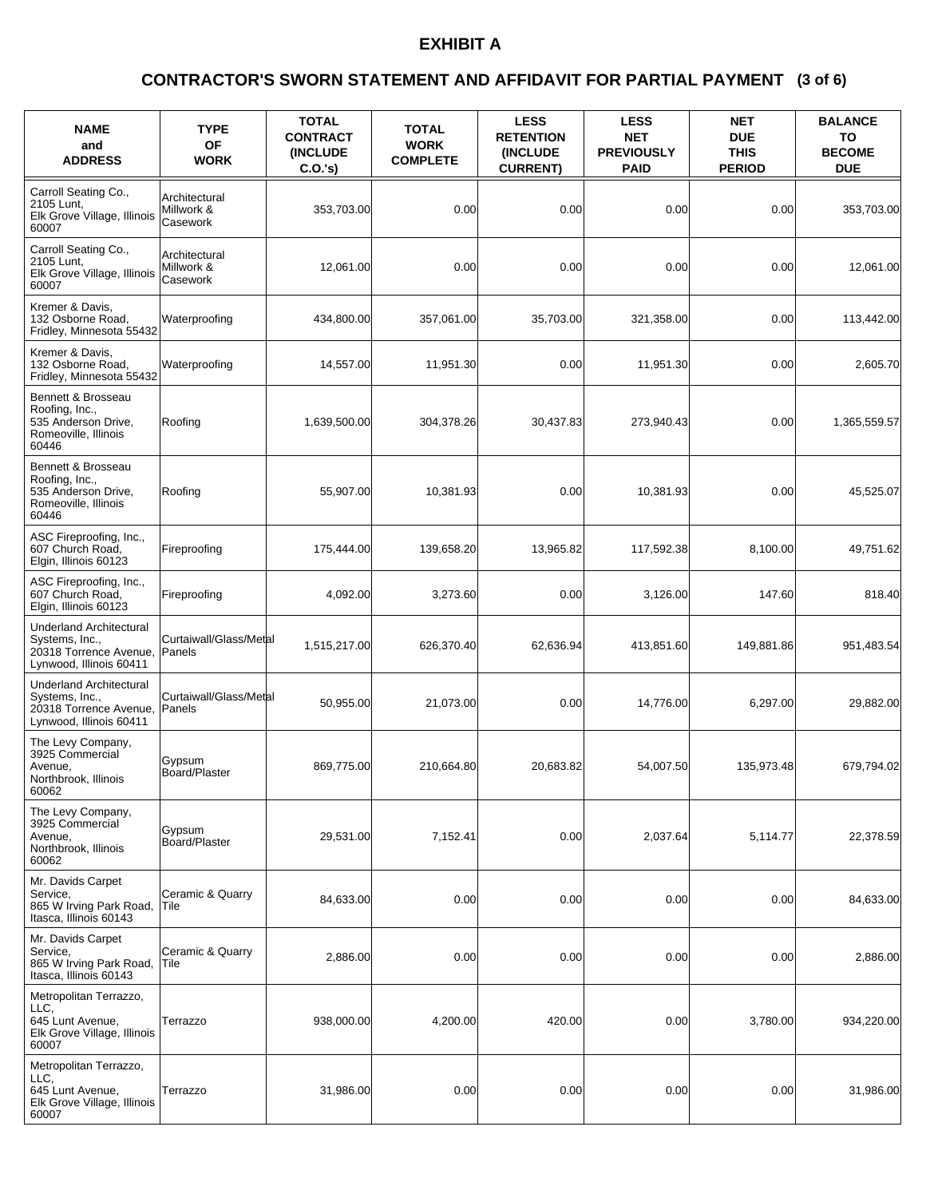# EXHIBIT A

## CONTRACTOR'S SWORN STATEMENT AND AFFIDAVIT FOR PARTIAL PAYMENT (3 of 6)

| NAME and ADDRESS | TYPE OF WORK | TOTAL CONTRACT (INCLUDE C.O.'s) | TOTAL WORK COMPLETE | LESS RETENTION (INCLUDE CURRENT) | LESS NET PREVIOUSLY PAID | NET DUE THIS PERIOD | BALANCE TO BECOME DUE |
|---|---|---|---|---|---|---|---|
| Carroll Seating Co., 2105 Lunt, Elk Grove Village, Illinois 60007 | Architectural Millwork & Casework | 353,703.00 | 0.00 | 0.00 | 0.00 | 0.00 | 353,703.00 |
| Carroll Seating Co., 2105 Lunt, Elk Grove Village, Illinois 60007 | Architectural Millwork & Casework | 12,061.00 | 0.00 | 0.00 | 0.00 | 0.00 | 12,061.00 |
| Kremer & Davis, 132 Osborne Road, Fridley, Minnesota 55432 | Waterproofing | 434,800.00 | 357,061.00 | 35,703.00 | 321,358.00 | 0.00 | 113,442.00 |
| Kremer & Davis, 132 Osborne Road, Fridley, Minnesota 55432 | Waterproofing | 14,557.00 | 11,951.30 | 0.00 | 11,951.30 | 0.00 | 2,605.70 |
| Bennett & Brosseau Roofing, Inc., 535 Anderson Drive, Romeoville, Illinois 60446 | Roofing | 1,639,500.00 | 304,378.26 | 30,437.83 | 273,940.43 | 0.00 | 1,365,559.57 |
| Bennett & Brosseau Roofing, Inc., 535 Anderson Drive, Romeoville, Illinois 60446 | Roofing | 55,907.00 | 10,381.93 | 0.00 | 10,381.93 | 0.00 | 45,525.07 |
| ASC Fireproofing, Inc., 607 Church Road, Elgin, Illinois 60123 | Fireproofing | 175,444.00 | 139,658.20 | 13,965.82 | 117,592.38 | 8,100.00 | 49,751.62 |
| ASC Fireproofing, Inc., 607 Church Road, Elgin, Illinois 60123 | Fireproofing | 4,092.00 | 3,273.60 | 0.00 | 3,126.00 | 147.60 | 818.40 |
| Underland Architectural Systems, Inc., 20318 Torrence Avenue, Lynwood, Illinois 60411 | Curtaiwall/Glass/Metal Panels | 1,515,217.00 | 626,370.40 | 62,636.94 | 413,851.60 | 149,881.86 | 951,483.54 |
| Underland Architectural Systems, Inc., 20318 Torrence Avenue, Lynwood, Illinois 60411 | Curtaiwall/Glass/Metal Panels | 50,955.00 | 21,073.00 | 0.00 | 14,776.00 | 6,297.00 | 29,882.00 |
| The Levy Company, 3925 Commercial Avenue, Northbrook, Illinois 60062 | Gypsum Board/Plaster | 869,775.00 | 210,664.80 | 20,683.82 | 54,007.50 | 135,973.48 | 679,794.02 |
| The Levy Company, 3925 Commercial Avenue, Northbrook, Illinois 60062 | Gypsum Board/Plaster | 29,531.00 | 7,152.41 | 0.00 | 2,037.64 | 5,114.77 | 22,378.59 |
| Mr. Davids Carpet Service, 865 W Irving Park Road, Itasca, Illinois 60143 | Ceramic & Quarry Tile | 84,633.00 | 0.00 | 0.00 | 0.00 | 0.00 | 84,633.00 |
| Mr. Davids Carpet Service, 865 W Irving Park Road, Itasca, Illinois 60143 | Ceramic & Quarry Tile | 2,886.00 | 0.00 | 0.00 | 0.00 | 0.00 | 2,886.00 |
| Metropolitan Terrazzo, LLC, 645 Lunt Avenue, Elk Grove Village, Illinois 60007 | Terrazzo | 938,000.00 | 4,200.00 | 420.00 | 0.00 | 3,780.00 | 934,220.00 |
| Metropolitan Terrazzo, LLC, 645 Lunt Avenue, Elk Grove Village, Illinois 60007 | Terrazzo | 31,986.00 | 0.00 | 0.00 | 0.00 | 0.00 | 31,986.00 |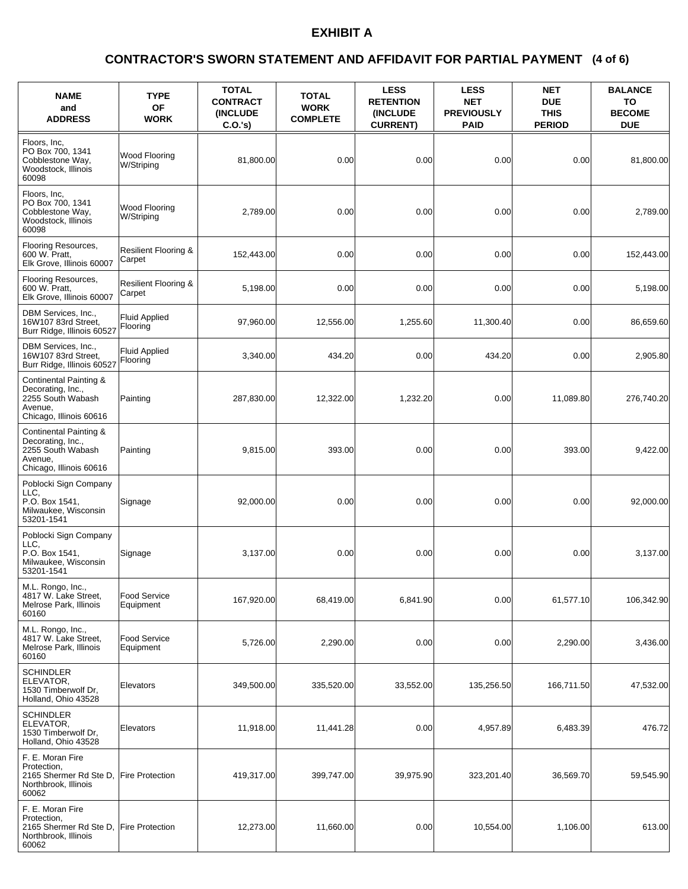# EXHIBIT A

## CONTRACTOR'S SWORN STATEMENT AND AFFIDAVIT FOR PARTIAL PAYMENT (4 of 6)

| NAME and ADDRESS | TYPE OF WORK | TOTAL CONTRACT (INCLUDE C.O.'s) | TOTAL WORK COMPLETE | LESS RETENTION (INCLUDE CURRENT) | LESS NET PREVIOUSLY PAID | NET DUE THIS PERIOD | BALANCE TO BECOME DUE |
|---|---|---|---|---|---|---|---|
| Floors, Inc, PO Box 700, 1341 Cobblestone Way, Woodstock, Illinois 60098 | Wood Flooring W/Striping | 81,800.00 | 0.00 | 0.00 | 0.00 | 0.00 | 81,800.00 |
| Floors, Inc, PO Box 700, 1341 Cobblestone Way, Woodstock, Illinois 60098 | Wood Flooring W/Striping | 2,789.00 | 0.00 | 0.00 | 0.00 | 0.00 | 2,789.00 |
| Flooring Resources, 600 W. Pratt, Elk Grove, Illinois 60007 | Resilient Flooring & Carpet | 152,443.00 | 0.00 | 0.00 | 0.00 | 0.00 | 152,443.00 |
| Flooring Resources, 600 W. Pratt, Elk Grove, Illinois 60007 | Resilient Flooring & Carpet | 5,198.00 | 0.00 | 0.00 | 0.00 | 0.00 | 5,198.00 |
| DBM Services, Inc., 16W107 83rd Street, Burr Ridge, Illinois 60527 | Fluid Applied Flooring | 97,960.00 | 12,556.00 | 1,255.60 | 11,300.40 | 0.00 | 86,659.60 |
| DBM Services, Inc., 16W107 83rd Street, Burr Ridge, Illinois 60527 | Fluid Applied Flooring | 3,340.00 | 434.20 | 0.00 | 434.20 | 0.00 | 2,905.80 |
| Continental Painting & Decorating, Inc., 2255 South Wabash Avenue, Chicago, Illinois 60616 | Painting | 287,830.00 | 12,322.00 | 1,232.20 | 0.00 | 11,089.80 | 276,740.20 |
| Continental Painting & Decorating, Inc., 2255 South Wabash Avenue, Chicago, Illinois 60616 | Painting | 9,815.00 | 393.00 | 0.00 | 0.00 | 393.00 | 9,422.00 |
| Poblocki Sign Company LLC, P.O. Box 1541, Milwaukee, Wisconsin 53201-1541 | Signage | 92,000.00 | 0.00 | 0.00 | 0.00 | 0.00 | 92,000.00 |
| Poblocki Sign Company LLC, P.O. Box 1541, Milwaukee, Wisconsin 53201-1541 | Signage | 3,137.00 | 0.00 | 0.00 | 0.00 | 0.00 | 3,137.00 |
| M.L. Rongo, Inc., 4817 W. Lake Street, Melrose Park, Illinois 60160 | Food Service Equipment | 167,920.00 | 68,419.00 | 6,841.90 | 0.00 | 61,577.10 | 106,342.90 |
| M.L. Rongo, Inc., 4817 W. Lake Street, Melrose Park, Illinois 60160 | Food Service Equipment | 5,726.00 | 2,290.00 | 0.00 | 0.00 | 2,290.00 | 3,436.00 |
| SCHINDLER ELEVATOR, 1530 Timberwolf Dr, Holland, Ohio 43528 | Elevators | 349,500.00 | 335,520.00 | 33,552.00 | 135,256.50 | 166,711.50 | 47,532.00 |
| SCHINDLER ELEVATOR, 1530 Timberwolf Dr, Holland, Ohio 43528 | Elevators | 11,918.00 | 11,441.28 | 0.00 | 4,957.89 | 6,483.39 | 476.72 |
| F. E. Moran Fire Protection, 2165 Shermer Rd Ste D, Northbrook, Illinois 60062 | Fire Protection | 419,317.00 | 399,747.00 | 39,975.90 | 323,201.40 | 36,569.70 | 59,545.90 |
| F. E. Moran Fire Protection, 2165 Shermer Rd Ste D, Northbrook, Illinois 60062 | Fire Protection | 12,273.00 | 11,660.00 | 0.00 | 10,554.00 | 1,106.00 | 613.00 |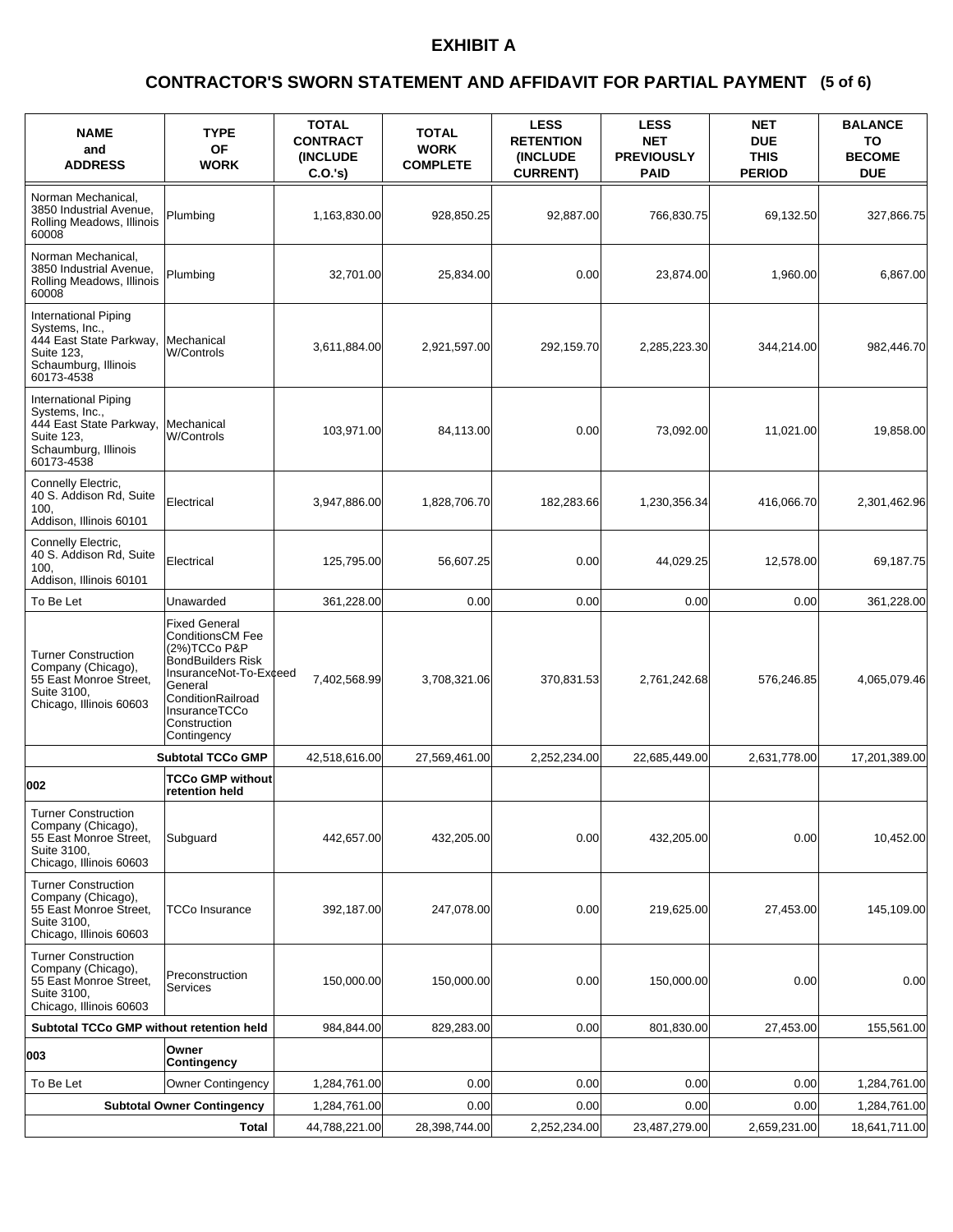# EXHIBIT A

## CONTRACTOR'S SWORN STATEMENT AND AFFIDAVIT FOR PARTIAL PAYMENT (5 of 6)

| NAME and ADDRESS | TYPE OF WORK | TOTAL CONTRACT (INCLUDE C.O.'s) | TOTAL WORK COMPLETE | LESS RETENTION (INCLUDE CURRENT) | LESS NET PREVIOUSLY PAID | NET DUE THIS PERIOD | BALANCE TO BECOME DUE |
|---|---|---|---|---|---|---|---|
| Norman Mechanical, 3850 Industrial Avenue, Rolling Meadows, Illinois 60008 | Plumbing | 1,163,830.00 | 928,850.25 | 92,887.00 | 766,830.75 | 69,132.50 | 327,866.75 |
| Norman Mechanical, 3850 Industrial Avenue, Rolling Meadows, Illinois 60008 | Plumbing | 32,701.00 | 25,834.00 | 0.00 | 23,874.00 | 1,960.00 | 6,867.00 |
| International Piping Systems, Inc., 444 East State Parkway, Suite 123, Schaumburg, Illinois 60173-4538 | Mechanical W/Controls | 3,611,884.00 | 2,921,597.00 | 292,159.70 | 2,285,223.30 | 344,214.00 | 982,446.70 |
| International Piping Systems, Inc., 444 East State Parkway, Suite 123, Schaumburg, Illinois 60173-4538 | Mechanical W/Controls | 103,971.00 | 84,113.00 | 0.00 | 73,092.00 | 11,021.00 | 19,858.00 |
| Connelly Electric, 40 S. Addison Rd, Suite 100, Addison, Illinois 60101 | Electrical | 3,947,886.00 | 1,828,706.70 | 182,283.66 | 1,230,356.34 | 416,066.70 | 2,301,462.96 |
| Connelly Electric, 40 S. Addison Rd, Suite 100, Addison, Illinois 60101 | Electrical | 125,795.00 | 56,607.25 | 0.00 | 44,029.25 | 12,578.00 | 69,187.75 |
| To Be Let | Unawarded | 361,228.00 | 0.00 | 0.00 | 0.00 | 0.00 | 361,228.00 |
| Turner Construction Company (Chicago), 55 East Monroe Street, Suite 3100, Chicago, Illinois 60603 | Fixed General ConditionsCM Fee (2%)TCCo P&P BondBuilders Risk InsuranceNot-To-Exceed General ConditionRailroad InsuranceTCCo Construction Contingency | 7,402,568.99 | 3,708,321.06 | 370,831.53 | 2,761,242.68 | 576,246.85 | 4,065,079.46 |
| | **Subtotal TCCo GMP** | 42,518,616.00 | 27,569,461.00 | 2,252,234.00 | 22,685,449.00 | 2,631,778.00 | 17,201,389.00 |
| **002** | **TCCo GMP without retention held** | | | | | | |
| Turner Construction Company (Chicago), 55 East Monroe Street, Suite 3100, Chicago, Illinois 60603 | Subguard | 442,657.00 | 432,205.00 | 0.00 | 432,205.00 | 0.00 | 10,452.00 |
| Turner Construction Company (Chicago), 55 East Monroe Street, Suite 3100, Chicago, Illinois 60603 | TCCo Insurance | 392,187.00 | 247,078.00 | 0.00 | 219,625.00 | 27,453.00 | 145,109.00 |
| Turner Construction Company (Chicago), 55 East Monroe Street, Suite 3100, Chicago, Illinois 60603 | Preconstruction Services | 150,000.00 | 150,000.00 | 0.00 | 150,000.00 | 0.00 | 0.00 |
| **Subtotal TCCo GMP without retention held** | | 984,844.00 | 829,283.00 | 0.00 | 801,830.00 | 27,453.00 | 155,561.00 |
| **003** | **Owner Contingency** | | | | | | |
| To Be Let | Owner Contingency | 1,284,761.00 | 0.00 | 0.00 | 0.00 | 0.00 | 1,284,761.00 |
| | **Subtotal Owner Contingency** | 1,284,761.00 | 0.00 | 0.00 | 0.00 | 0.00 | 1,284,761.00 |
| | **Total** | 44,788,221.00 | 28,398,744.00 | 2,252,234.00 | 23,487,279.00 | 2,659,231.00 | 18,641,711.00 |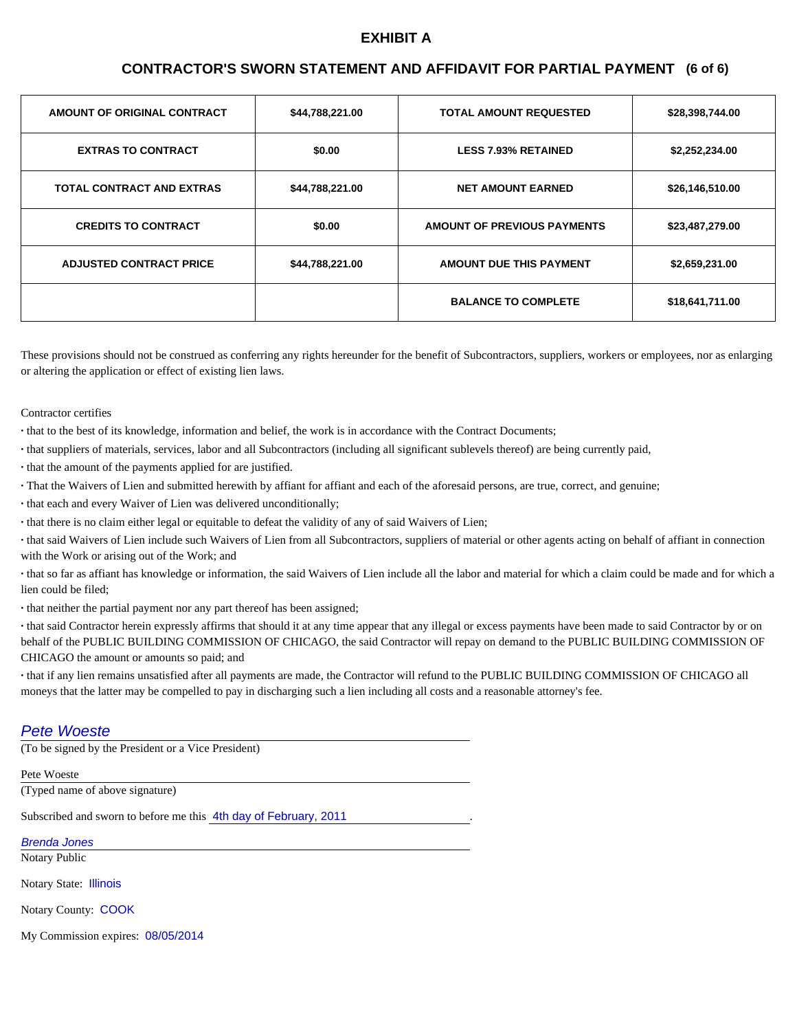# EXHIBIT A

## CONTRACTOR'S SWORN STATEMENT AND AFFIDAVIT FOR PARTIAL PAYMENT (6 of 6)

| | | | |
|---|---|---|---|
| **AMOUNT OF ORIGINAL CONTRACT** | **$44,788,221.00** | **TOTAL AMOUNT REQUESTED** | **$28,398,744.00** |
| **EXTRAS TO CONTRACT** | **$0.00** | **LESS 7.93% RETAINED** | **$2,252,234.00** |
| **TOTAL CONTRACT AND EXTRAS** | **$44,788,221.00** | **NET AMOUNT EARNED** | **$26,146,510.00** |
| **CREDITS TO CONTRACT** | **$0.00** | **AMOUNT OF PREVIOUS PAYMENTS** | **$23,487,279.00** |
| **ADJUSTED CONTRACT PRICE** | **$44,788,221.00** | **AMOUNT DUE THIS PAYMENT** | **$2,659,231.00** |
| | | **BALANCE TO COMPLETE** | **$18,641,711.00** |

These provisions should not be construed as conferring any rights hereunder for the benefit of Subcontractors, suppliers, workers or employees, nor as enlarging or altering the application or effect of existing lien laws.

Contractor certifies

- that to the best of its knowledge, information and belief, the work is in accordance with the Contract Documents;
- that suppliers of materials, services, labor and all Subcontractors (including all significant sublevels thereof) are being currently paid,
- that the amount of the payments applied for are justified.
- That the Waivers of Lien and submitted herewith by affiant for affiant and each of the aforesaid persons, are true, correct, and genuine;
- that each and every Waiver of Lien was delivered unconditionally;
- that there is no claim either legal or equitable to defeat the validity of any of said Waivers of Lien;
- that said Waivers of Lien include such Waivers of Lien from all Subcontractors, suppliers of material or other agents acting on behalf of affiant in connection with the Work or arising out of the Work; and
- that so far as affiant has knowledge or information, the said Waivers of Lien include all the labor and material for which a claim could be made and for which a lien could be filed;
- that neither the partial payment nor any part thereof has been assigned;
- that said Contractor herein expressly affirms that should it at any time appear that any illegal or excess payments have been made to said Contractor by or on behalf of the PUBLIC BUILDING COMMISSION OF CHICAGO, the said Contractor will repay on demand to the PUBLIC BUILDING COMMISSION OF CHICAGO the amount or amounts so paid; and
- that if any lien remains unsatisfied after all payments are made, the Contractor will refund to the PUBLIC BUILDING COMMISSION OF CHICAGO all moneys that the latter may be compelled to pay in discharging such a lien including all costs and a reasonable attorney's fee.

*Pete Woeste*
(To be signed by the President or a Vice President)

Pete Woeste
(Typed name of above signature)

Subscribed and sworn to before me this 4th day of February, 2011.

*Brenda Jones*
Notary Public

Notary State: Illinois

Notary County: COOK

My Commission expires: 08/05/2014